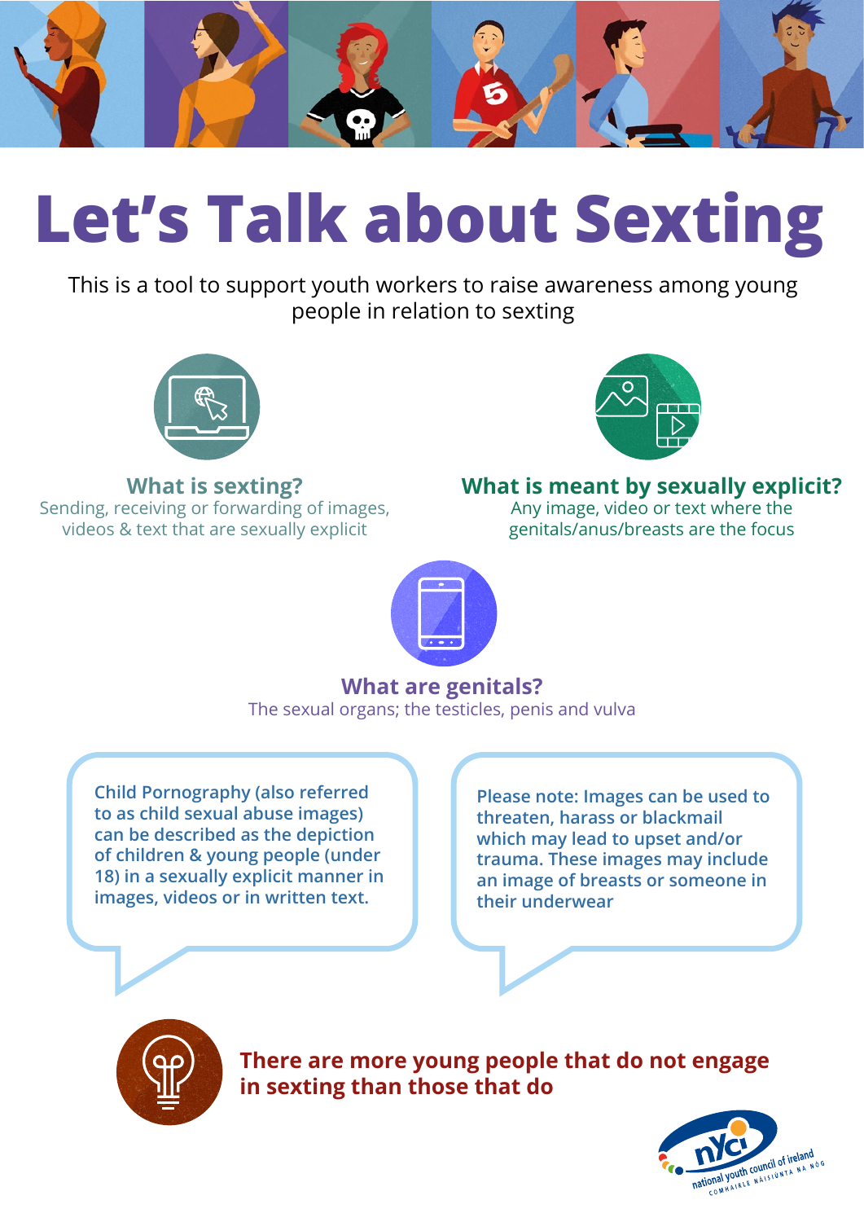# Let's Talk about Sexting

This is a tool to support youth workers to raise awareness among young people in relation to sexting

### What is sexting?

Sending, receiving or forwarding of images, videos & text that are sexually explicit

### What is meant by sexually explicit?

Any image, video or text where the genitals/anus/breasts are the focus

### What are genitals?

The sexual organs; the testicles, penis and vulva

Child Pornography (also referred to as child sexual abuse images) can be described as the depiction of children & young people (under 18) in a sexually explicit manner in images, videos or in written text.

Please note: Images can be used to threaten, harass or blackmail which may lead to upset and/or trauma. These images may include an image of breasts or someone in their underwear

**There are more young people that do not engage in sexting than those that do**

nYCI national youth council of ireland COMHAIRLE NÁISIÚNTA NA NÓG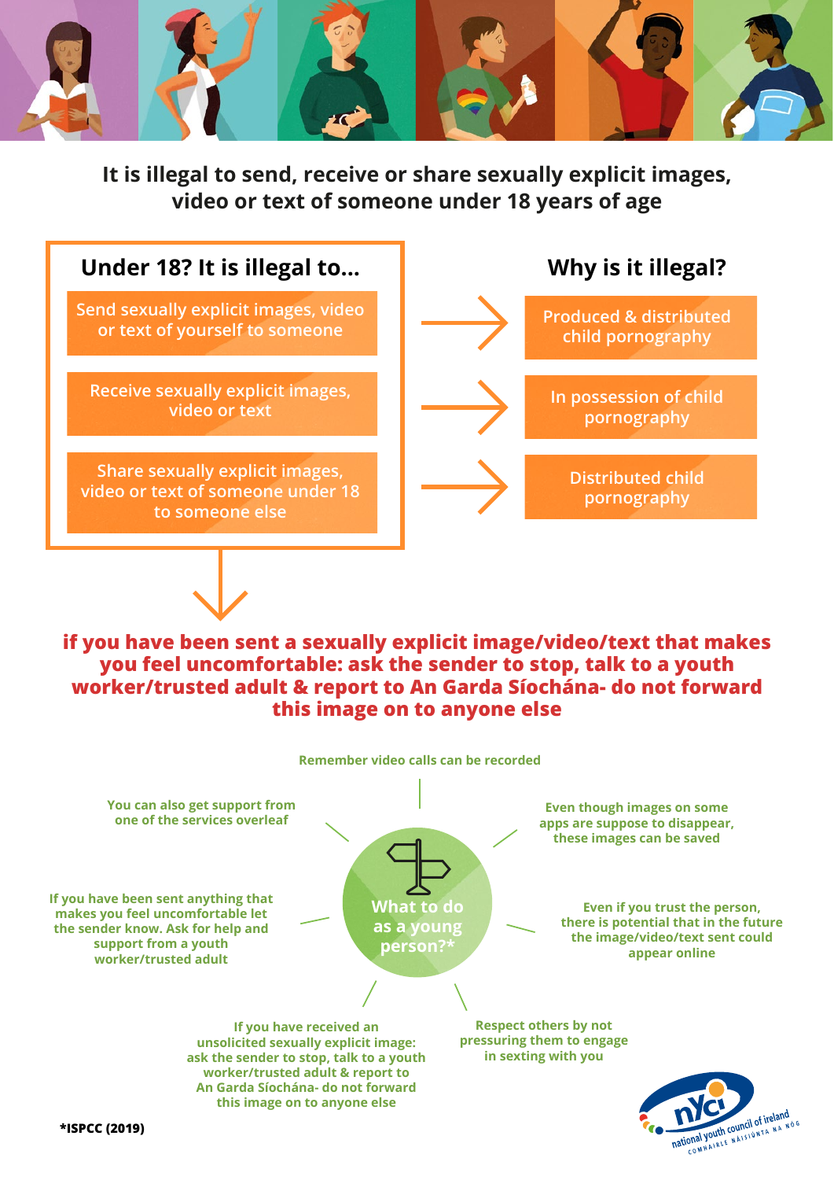## It is illegal to send, receive or share sexually explicit images, video or text of someone under 18 years of age

| Under 18? It is illegal to... | Why is it illegal? |
| --- | --- |
| Send sexually explicit images, video or text of yourself to someone | Produced & distributed child pornography |
| Receive sexually explicit images, video or text | In possession of child pornography |
| Share sexually explicit images, video or text of someone under 18 to someone else | Distributed child pornography |

**if you have been sent a sexually explicit image/video/text that makes you feel uncomfortable: ask the sender to stop, talk to a youth worker/trusted adult & report to An Garda Síochána- do not forward this image on to anyone else**

### What to do as a young person?*

- Remember video calls can be recorded
- Even though images on some apps are suppose to disappear, these images can be saved
- Even if you trust the person, there is potential that in the future the image/video/text sent could appear online
- Respect others by not pressuring them to engage in sexting with you
- If you have received an unsolicited sexually explicit image: ask the sender to stop, talk to a youth worker/trusted adult & report to An Garda Síochána- do not forward this image on to anyone else
- If you have been sent anything that makes you feel uncomfortable let the sender know. Ask for help and support from a youth worker/trusted adult
- You can also get support from one of the services overleaf

*ISPCC (2019)

nyci national youth council of ireland
COMHAIRLE NÁISIÚNTA NA NÓG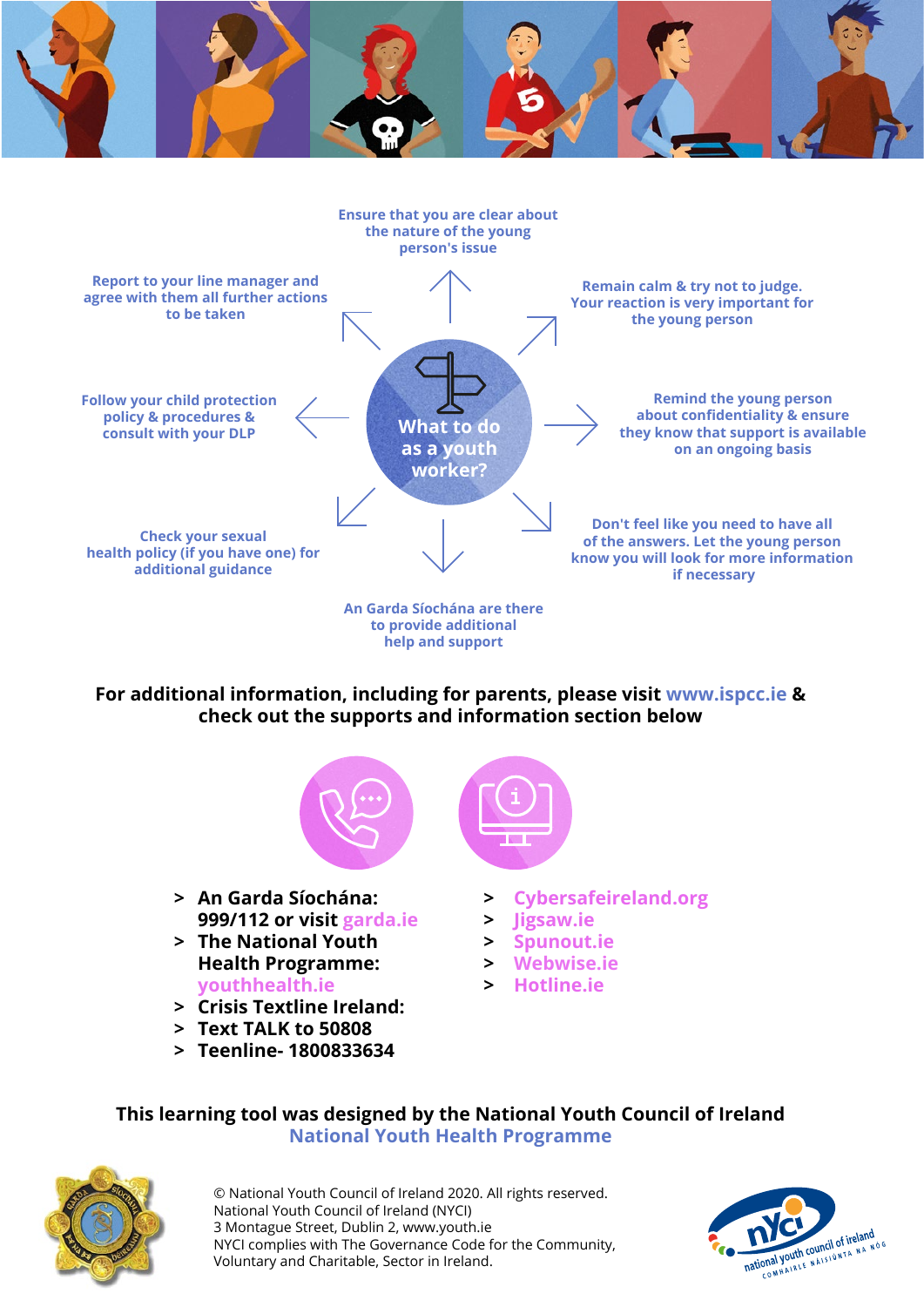## What to do as a youth worker?

- Ensure that you are clear about the nature of the young person's issue
- Remain calm & try not to judge. Your reaction is very important for the young person
- Remind the young person about confidentiality & ensure they know that support is available on an ongoing basis
- Don't feel like you need to have all of the answers. Let the young person know you will look for more information if necessary
- An Garda Síochána are there to provide additional help and support
- Check your sexual health policy (if you have one) for additional guidance
- Follow your child protection policy & procedures & consult with your DLP
- Report to your line manager and agree with them all further actions to be taken

**For additional information, including for parents, please visit www.ispcc.ie & check out the supports and information section below**

> **An Garda Síochána: 999/112 or visit garda.ie**
> **The National Youth Health Programme: youthhealth.ie**
> **Crisis Textline Ireland:**
> **Text TALK to 50808**
> **Teenline- 1800833634**

> Cybersafeireland.org
> Jigsaw.ie
> Spunout.ie
> Webwise.ie
> Hotline.ie

**This learning tool was designed by the National Youth Council of Ireland**
**National Youth Health Programme**

© National Youth Council of Ireland 2020. All rights reserved.
National Youth Council of Ireland (NYCI)
3 Montague Street, Dublin 2, www.youth.ie
NYCI complies with The Governance Code for the Community, Voluntary and Charitable, Sector in Ireland.